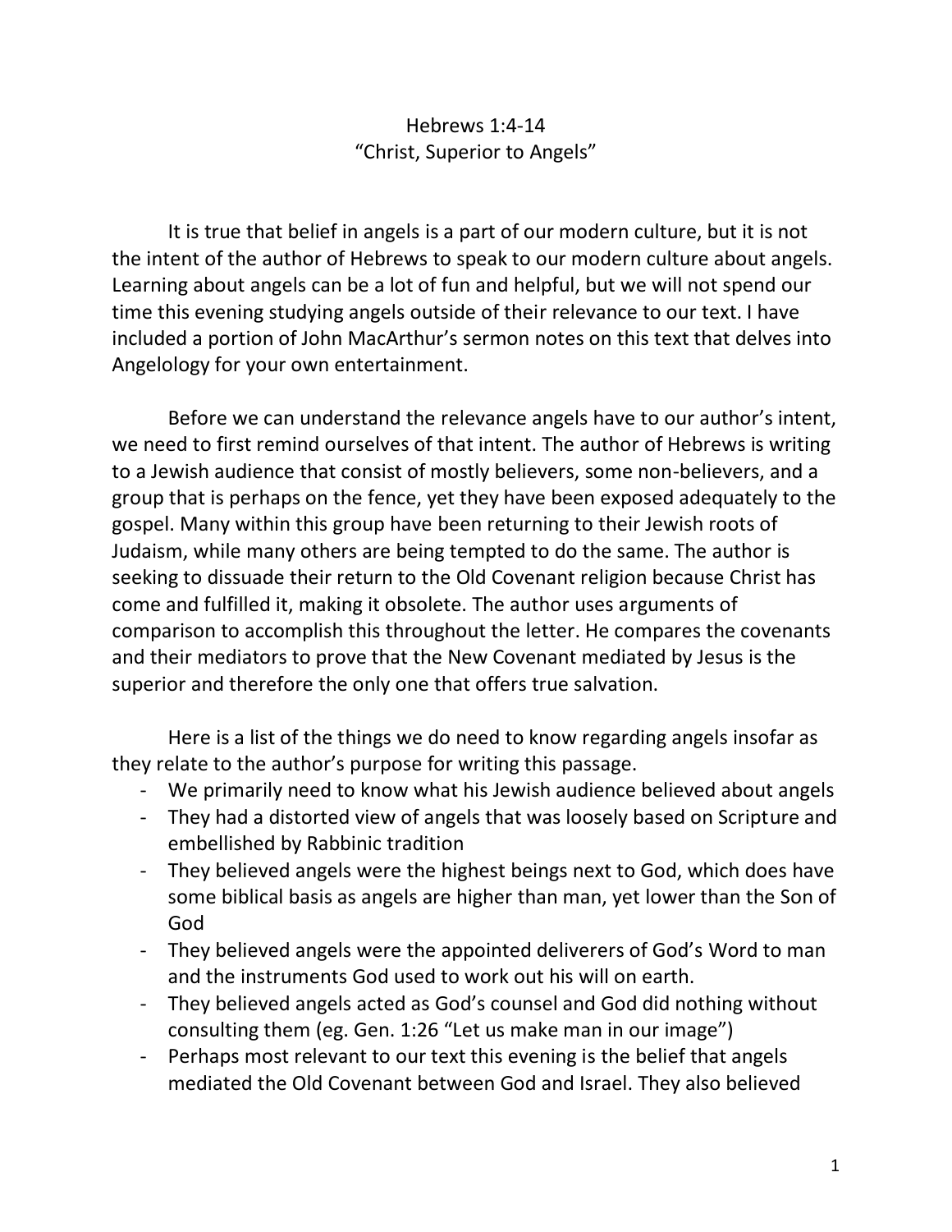# Hebrews 1:4-14
## "Christ, Superior to Angels"

It is true that belief in angels is a part of our modern culture, but it is not the intent of the author of Hebrews to speak to our modern culture about angels. Learning about angels can be a lot of fun and helpful, but we will not spend our time this evening studying angels outside of their relevance to our text. I have included a portion of John MacArthur's sermon notes on this text that delves into Angelology for your own entertainment.

Before we can understand the relevance angels have to our author's intent, we need to first remind ourselves of that intent. The author of Hebrews is writing to a Jewish audience that consist of mostly believers, some non-believers, and a group that is perhaps on the fence, yet they have been exposed adequately to the gospel. Many within this group have been returning to their Jewish roots of Judaism, while many others are being tempted to do the same. The author is seeking to dissuade their return to the Old Covenant religion because Christ has come and fulfilled it, making it obsolete. The author uses arguments of comparison to accomplish this throughout the letter. He compares the covenants and their mediators to prove that the New Covenant mediated by Jesus is the superior and therefore the only one that offers true salvation.

Here is a list of the things we do need to know regarding angels insofar as they relate to the author's purpose for writing this passage.

- We primarily need to know what his Jewish audience believed about angels
- They had a distorted view of angels that was loosely based on Scripture and embellished by Rabbinic tradition
- They believed angels were the highest beings next to God, which does have some biblical basis as angels are higher than man, yet lower than the Son of God
- They believed angels were the appointed deliverers of God's Word to man and the instruments God used to work out his will on earth.
- They believed angels acted as God's counsel and God did nothing without consulting them (eg. Gen. 1:26 "Let us make man in our image")
- Perhaps most relevant to our text this evening is the belief that angels mediated the Old Covenant between God and Israel. They also believed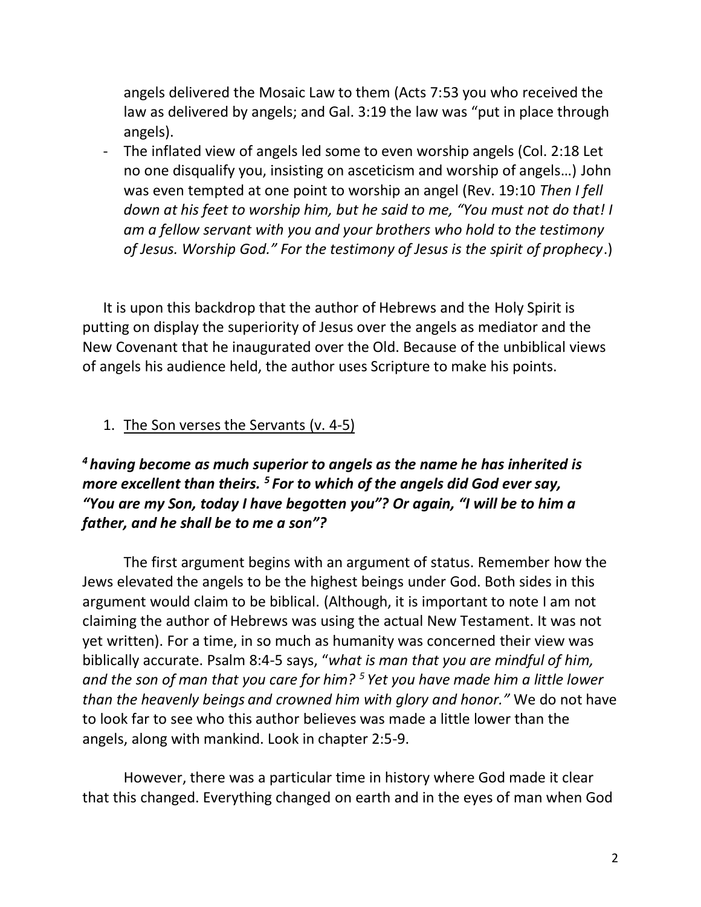angels delivered the Mosaic Law to them (Acts 7:53 you who received the law as delivered by angels; and Gal. 3:19 the law was "put in place through angels).

- The inflated view of angels led some to even worship angels (Col. 2:18 Let no one disqualify you, insisting on asceticism and worship of angels…) John was even tempted at one point to worship an angel (Rev. 19:10 *Then I fell down at his feet to worship him, but he said to me, "You must not do that! I am a fellow servant with you and your brothers who hold to the testimony of Jesus. Worship God." For the testimony of Jesus is the spirit of prophecy*.)

It is upon this backdrop that the author of Hebrews and the Holy Spirit is putting on display the superiority of Jesus over the angels as mediator and the New Covenant that he inaugurated over the Old. Because of the unbiblical views of angels his audience held, the author uses Scripture to make his points.

1. <u>The Son verses the Servants (v. 4-5)</u>

***[4] having become as much superior to angels as the name he has inherited is more excellent than theirs. [5] For to which of the angels did God ever say, "You are my Son, today I have begotten you"? Or again, "I will be to him a father, and he shall be to me a son"?***

The first argument begins with an argument of status. Remember how the Jews elevated the angels to be the highest beings under God. Both sides in this argument would claim to be biblical. (Although, it is important to note I am not claiming the author of Hebrews was using the actual New Testament. It was not yet written). For a time, in so much as humanity was concerned their view was biblically accurate. Psalm 8:4-5 says, "*what is man that you are mindful of him, and the son of man that you care for him? [5] Yet you have made him a little lower than the heavenly beings and crowned him with glory and honor."* We do not have to look far to see who this author believes was made a little lower than the angels, along with mankind. Look in chapter 2:5-9.

However, there was a particular time in history where God made it clear that this changed. Everything changed on earth and in the eyes of man when God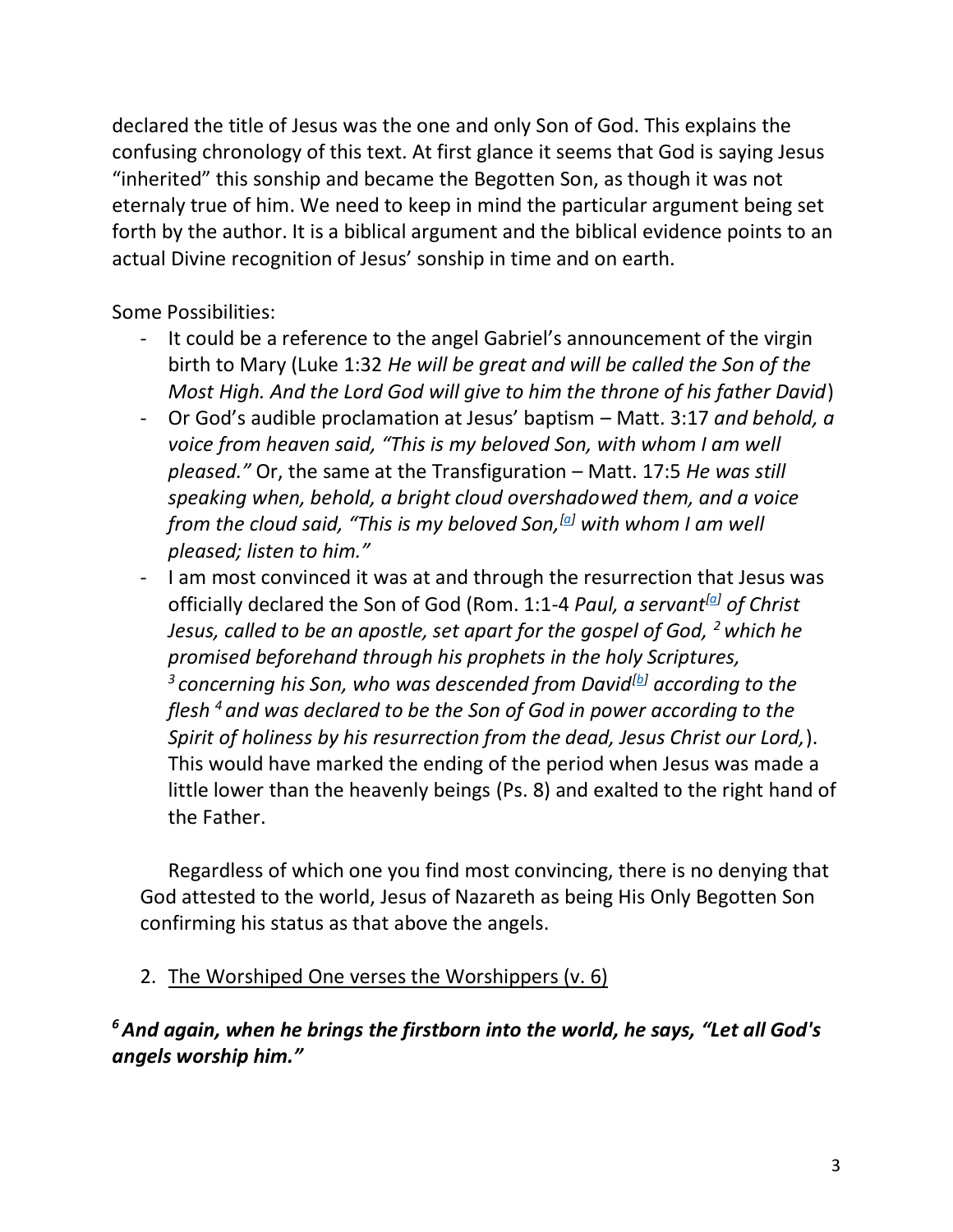declared the title of Jesus was the one and only Son of God. This explains the confusing chronology of this text. At first glance it seems that God is saying Jesus "inherited" this sonship and became the Begotten Son, as though it was not eternaly true of him. We need to keep in mind the particular argument being set forth by the author. It is a biblical argument and the biblical evidence points to an actual Divine recognition of Jesus' sonship in time and on earth.

Some Possibilities:

- It could be a reference to the angel Gabriel's announcement of the virgin birth to Mary (Luke 1:32 *He will be great and will be called the Son of the Most High. And the Lord God will give to him the throne of his father David*)
- Or God's audible proclamation at Jesus' baptism – Matt. 3:17 *and behold, a voice from heaven said, "This is my beloved Son, with whom I am well pleased."* Or, the same at the Transfiguration – Matt. 17:5 *He was still speaking when, behold, a bright cloud overshadowed them, and a voice from the cloud said, "This is my beloved Son,[a] with whom I am well pleased; listen to him."*
- I am most convinced it was at and through the resurrection that Jesus was officially declared the Son of God (Rom. 1:1-4 *Paul, a servant[a] of Christ Jesus, called to be an apostle, set apart for the gospel of God, 2 which he promised beforehand through his prophets in the holy Scriptures, 3 concerning his Son, who was descended from David[b] according to the flesh 4 and was declared to be the Son of God in power according to the Spirit of holiness by his resurrection from the dead, Jesus Christ our Lord,*). This would have marked the ending of the period when Jesus was made a little lower than the heavenly beings (Ps. 8) and exalted to the right hand of the Father.

Regardless of which one you find most convincing, there is no denying that God attested to the world, Jesus of Nazareth as being His Only Begotten Son confirming his status as that above the angels.

2. <u>The Worshiped One verses the Worshippers (v. 6)</u>

***6 And again, when he brings the firstborn into the world, he says, "Let all God's angels worship him."***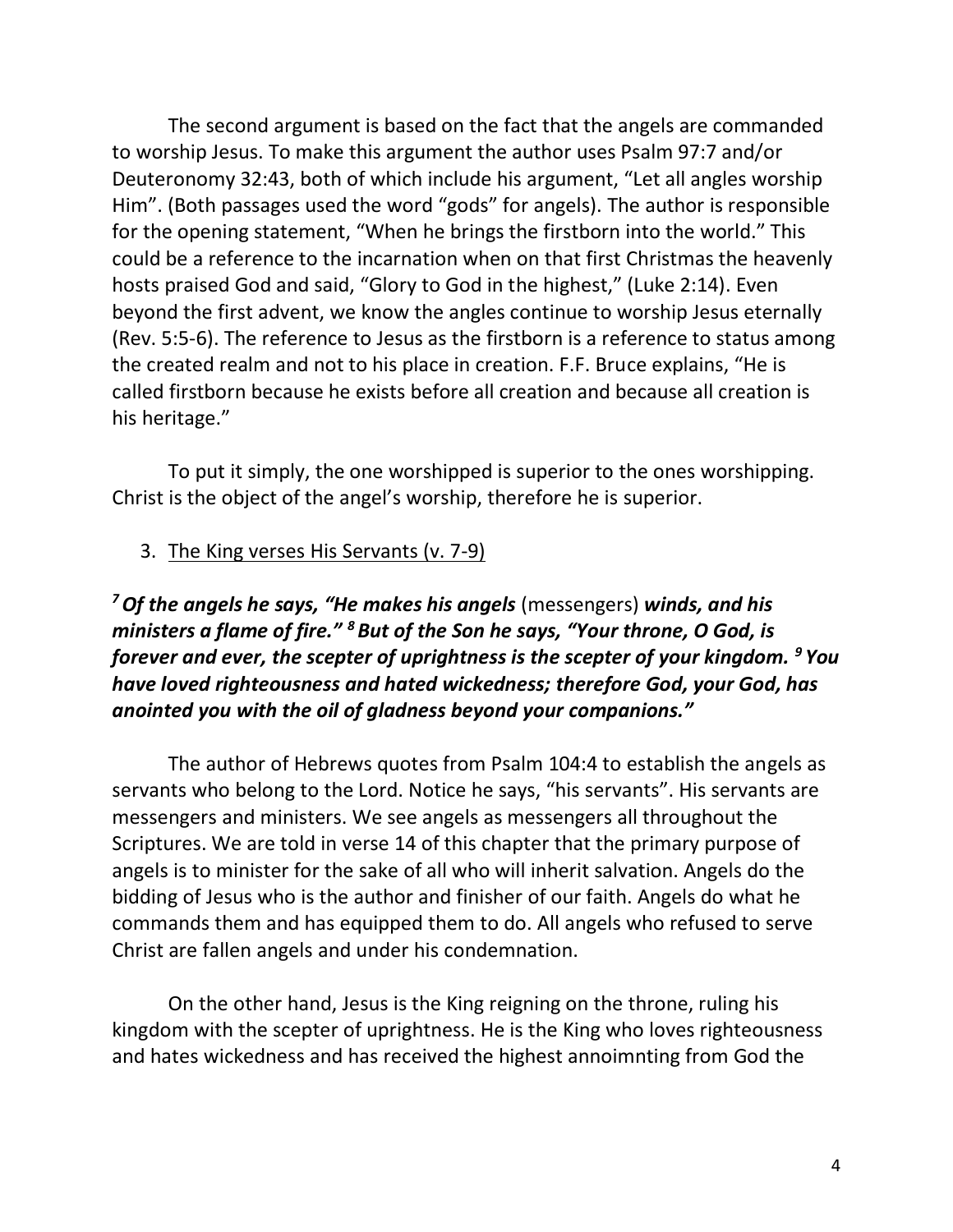The second argument is based on the fact that the angels are commanded to worship Jesus. To make this argument the author uses Psalm 97:7 and/or Deuteronomy 32:43, both of which include his argument, "Let all angles worship Him". (Both passages used the word "gods" for angels). The author is responsible for the opening statement, "When he brings the firstborn into the world." This could be a reference to the incarnation when on that first Christmas the heavenly hosts praised God and said, "Glory to God in the highest," (Luke 2:14). Even beyond the first advent, we know the angles continue to worship Jesus eternally (Rev. 5:5-6). The reference to Jesus as the firstborn is a reference to status among the created realm and not to his place in creation. F.F. Bruce explains, "He is called firstborn because he exists before all creation and because all creation is his heritage."

To put it simply, the one worshipped is superior to the ones worshipping. Christ is the object of the angel's worship, therefore he is superior.

3. <u>The King verses His Servants (v. 7-9)</u>

***[7] Of the angels he says, "He makes his angels*** (messengers) ***winds, and his ministers a flame of fire." [8] But of the Son he says, "Your throne, O God, is forever and ever, the scepter of uprightness is the scepter of your kingdom. [9] You have loved righteousness and hated wickedness; therefore God, your God, has anointed you with the oil of gladness beyond your companions."***

The author of Hebrews quotes from Psalm 104:4 to establish the angels as servants who belong to the Lord. Notice he says, "his servants". His servants are messengers and ministers. We see angels as messengers all throughout the Scriptures. We are told in verse 14 of this chapter that the primary purpose of angels is to minister for the sake of all who will inherit salvation. Angels do the bidding of Jesus who is the author and finisher of our faith. Angels do what he commands them and has equipped them to do. All angels who refused to serve Christ are fallen angels and under his condemnation.

On the other hand, Jesus is the King reigning on the throne, ruling his kingdom with the scepter of uprightness. He is the King who loves righteousness and hates wickedness and has received the highest annoimnting from God the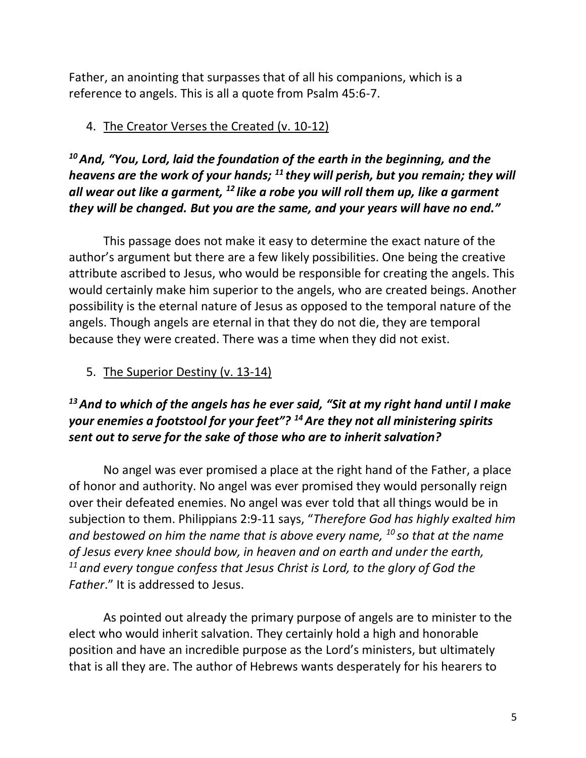Father, an anointing that surpasses that of all his companions, which is a reference to angels. This is all a quote from Psalm 45:6-7.

4. The Creator Verses the Created (v. 10-12)

***[10] And, "You, Lord, laid the foundation of the earth in the beginning, and the heavens are the work of your hands; [11] they will perish, but you remain; they will all wear out like a garment, [12] like a robe you will roll them up, like a garment they will be changed. But you are the same, and your years will have no end."***

This passage does not make it easy to determine the exact nature of the author's argument but there are a few likely possibilities. One being the creative attribute ascribed to Jesus, who would be responsible for creating the angels. This would certainly make him superior to the angels, who are created beings. Another possibility is the eternal nature of Jesus as opposed to the temporal nature of the angels. Though angels are eternal in that they do not die, they are temporal because they were created. There was a time when they did not exist.

5. The Superior Destiny (v. 13-14)

***[13] And to which of the angels has he ever said, "Sit at my right hand until I make your enemies a footstool for your feet"? [14] Are they not all ministering spirits sent out to serve for the sake of those who are to inherit salvation?***

No angel was ever promised a place at the right hand of the Father, a place of honor and authority. No angel was ever promised they would personally reign over their defeated enemies. No angel was ever told that all things would be in subjection to them. Philippians 2:9-11 says, "*Therefore God has highly exalted him and bestowed on him the name that is above every name, [10] so that at the name of Jesus every knee should bow, in heaven and on earth and under the earth, [11] and every tongue confess that Jesus Christ is Lord, to the glory of God the Father*." It is addressed to Jesus.

As pointed out already the primary purpose of angels are to minister to the elect who would inherit salvation. They certainly hold a high and honorable position and have an incredible purpose as the Lord's ministers, but ultimately that is all they are. The author of Hebrews wants desperately for his hearers to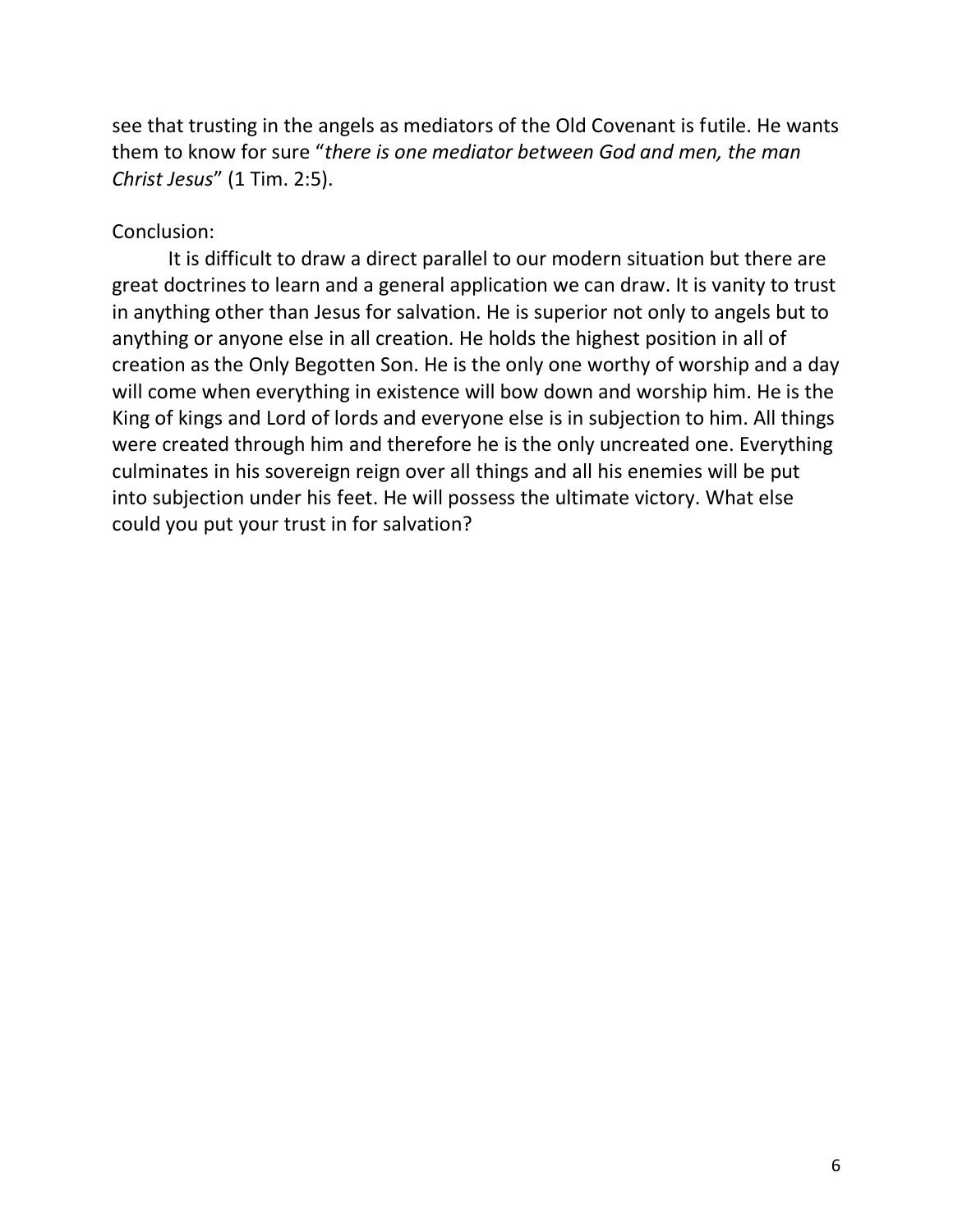see that trusting in the angels as mediators of the Old Covenant is futile. He wants them to know for sure "*there is one mediator between God and men, the man Christ Jesus*" (1 Tim. 2:5).

Conclusion:

It is difficult to draw a direct parallel to our modern situation but there are great doctrines to learn and a general application we can draw. It is vanity to trust in anything other than Jesus for salvation. He is superior not only to angels but to anything or anyone else in all creation. He holds the highest position in all of creation as the Only Begotten Son. He is the only one worthy of worship and a day will come when everything in existence will bow down and worship him. He is the King of kings and Lord of lords and everyone else is in subjection to him. All things were created through him and therefore he is the only uncreated one. Everything culminates in his sovereign reign over all things and all his enemies will be put into subjection under his feet. He will possess the ultimate victory. What else could you put your trust in for salvation?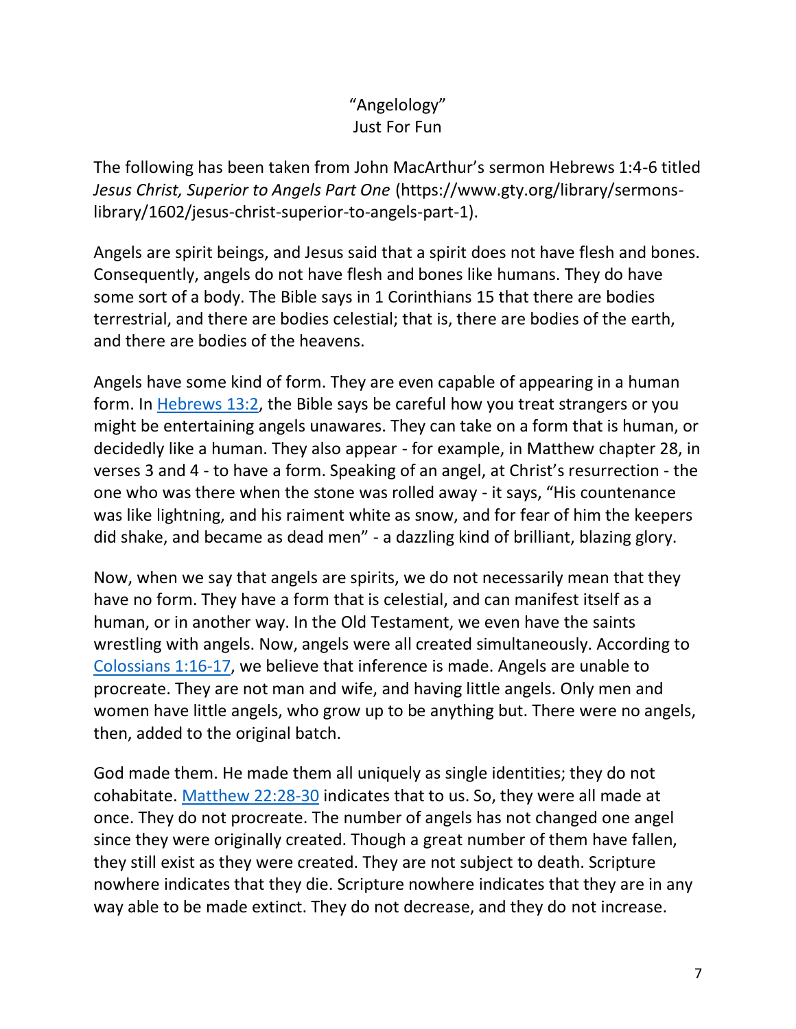“Angelology”
Just For Fun

The following has been taken from John MacArthur’s sermon Hebrews 1:4-6 titled *Jesus Christ, Superior to Angels Part One* (https://www.gty.org/library/sermons-library/1602/jesus-christ-superior-to-angels-part-1).

Angels are spirit beings, and Jesus said that a spirit does not have flesh and bones. Consequently, angels do not have flesh and bones like humans. They do have some sort of a body. The Bible says in 1 Corinthians 15 that there are bodies terrestrial, and there are bodies celestial; that is, there are bodies of the earth, and there are bodies of the heavens.

Angels have some kind of form. They are even capable of appearing in a human form. In Hebrews 13:2, the Bible says be careful how you treat strangers or you might be entertaining angels unawares. They can take on a form that is human, or decidedly like a human. They also appear - for example, in Matthew chapter 28, in verses 3 and 4 - to have a form. Speaking of an angel, at Christ’s resurrection - the one who was there when the stone was rolled away - it says, “His countenance was like lightning, and his raiment white as snow, and for fear of him the keepers did shake, and became as dead men” - a dazzling kind of brilliant, blazing glory.

Now, when we say that angels are spirits, we do not necessarily mean that they have no form. They have a form that is celestial, and can manifest itself as a human, or in another way. In the Old Testament, we even have the saints wrestling with angels. Now, angels were all created simultaneously. According to Colossians 1:16-17, we believe that inference is made. Angels are unable to procreate. They are not man and wife, and having little angels. Only men and women have little angels, who grow up to be anything but. There were no angels, then, added to the original batch.

God made them. He made them all uniquely as single identities; they do not cohabitate. Matthew 22:28-30 indicates that to us. So, they were all made at once. They do not procreate. The number of angels has not changed one angel since they were originally created. Though a great number of them have fallen, they still exist as they were created. They are not subject to death. Scripture nowhere indicates that they die. Scripture nowhere indicates that they are in any way able to be made extinct. They do not decrease, and they do not increase.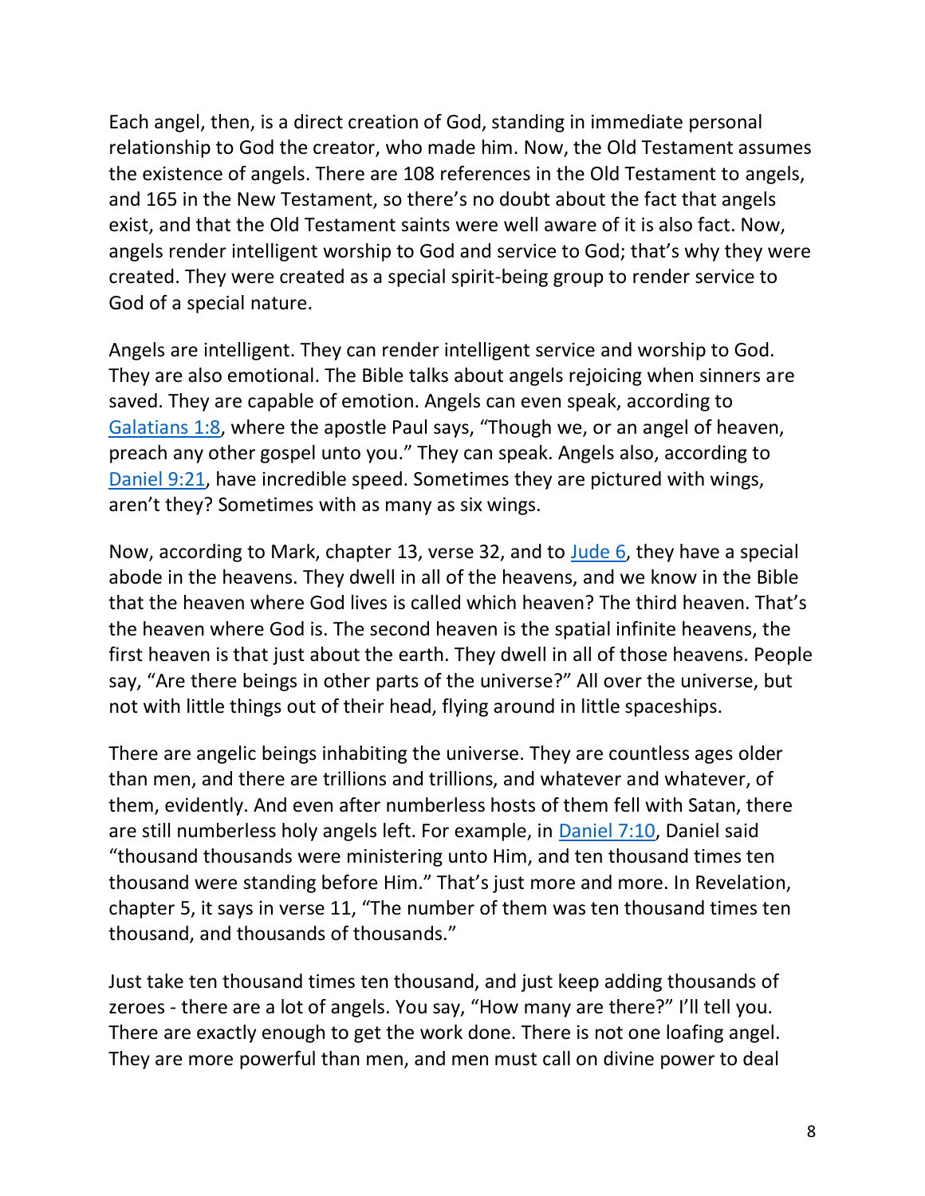Each angel, then, is a direct creation of God, standing in immediate personal relationship to God the creator, who made him. Now, the Old Testament assumes the existence of angels. There are 108 references in the Old Testament to angels, and 165 in the New Testament, so there's no doubt about the fact that angels exist, and that the Old Testament saints were well aware of it is also fact. Now, angels render intelligent worship to God and service to God; that's why they were created. They were created as a special spirit-being group to render service to God of a special nature.

Angels are intelligent. They can render intelligent service and worship to God. They are also emotional. The Bible talks about angels rejoicing when sinners are saved. They are capable of emotion. Angels can even speak, according to Galatians 1:8, where the apostle Paul says, "Though we, or an angel of heaven, preach any other gospel unto you." They can speak. Angels also, according to Daniel 9:21, have incredible speed. Sometimes they are pictured with wings, aren't they? Sometimes with as many as six wings.

Now, according to Mark, chapter 13, verse 32, and to Jude 6, they have a special abode in the heavens. They dwell in all of the heavens, and we know in the Bible that the heaven where God lives is called which heaven? The third heaven. That's the heaven where God is. The second heaven is the spatial infinite heavens, the first heaven is that just about the earth. They dwell in all of those heavens. People say, "Are there beings in other parts of the universe?" All over the universe, but not with little things out of their head, flying around in little spaceships.

There are angelic beings inhabiting the universe. They are countless ages older than men, and there are trillions and trillions, and whatever and whatever, of them, evidently. And even after numberless hosts of them fell with Satan, there are still numberless holy angels left. For example, in Daniel 7:10, Daniel said "thousand thousands were ministering unto Him, and ten thousand times ten thousand were standing before Him." That's just more and more. In Revelation, chapter 5, it says in verse 11, "The number of them was ten thousand times ten thousand, and thousands of thousands."

Just take ten thousand times ten thousand, and just keep adding thousands of zeroes - there are a lot of angels. You say, "How many are there?" I'll tell you. There are exactly enough to get the work done. There is not one loafing angel. They are more powerful than men, and men must call on divine power to deal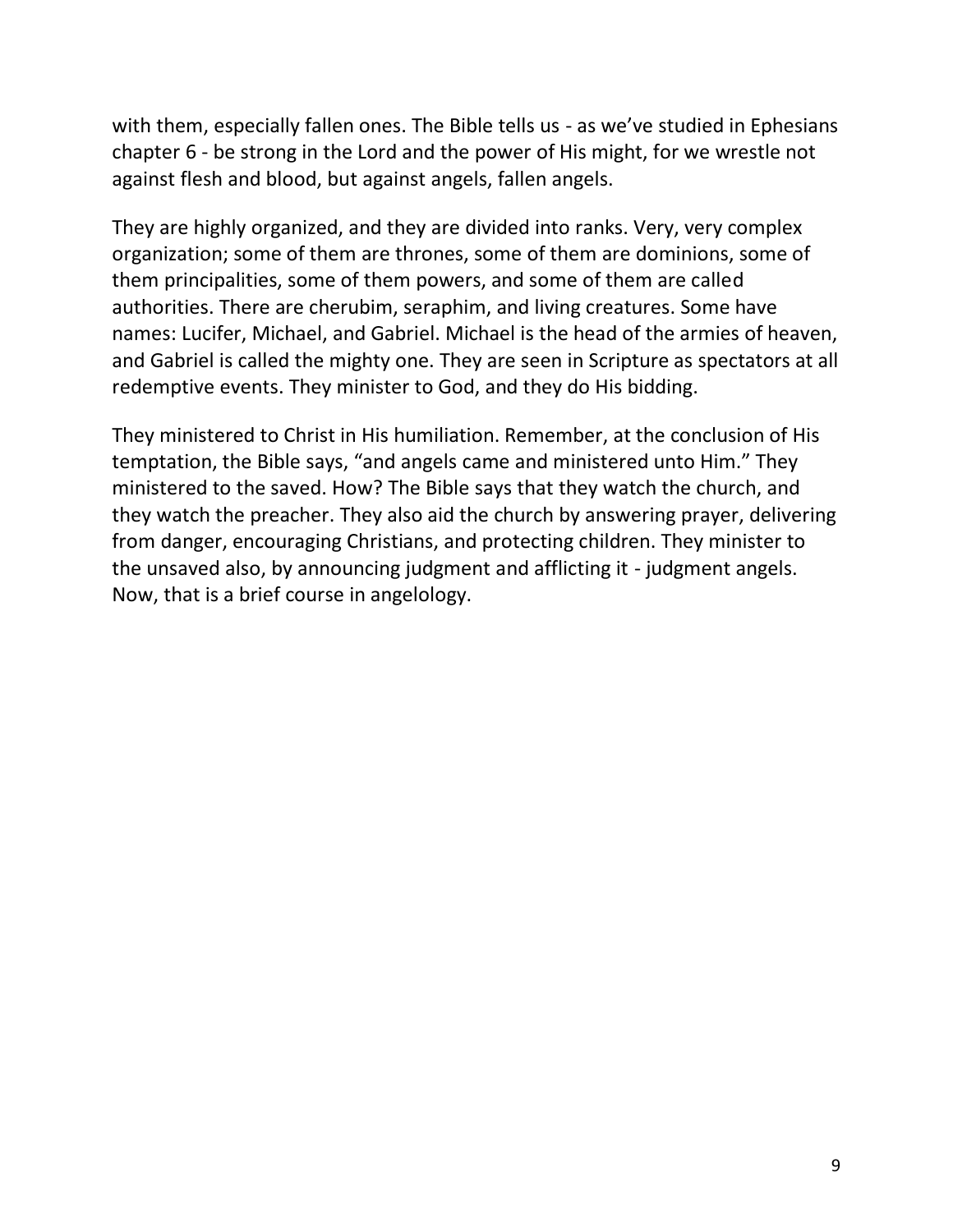with them, especially fallen ones. The Bible tells us - as we've studied in Ephesians chapter 6 - be strong in the Lord and the power of His might, for we wrestle not against flesh and blood, but against angels, fallen angels.

They are highly organized, and they are divided into ranks. Very, very complex organization; some of them are thrones, some of them are dominions, some of them principalities, some of them powers, and some of them are called authorities. There are cherubim, seraphim, and living creatures. Some have names: Lucifer, Michael, and Gabriel. Michael is the head of the armies of heaven, and Gabriel is called the mighty one. They are seen in Scripture as spectators at all redemptive events. They minister to God, and they do His bidding.

They ministered to Christ in His humiliation. Remember, at the conclusion of His temptation, the Bible says, "and angels came and ministered unto Him." They ministered to the saved. How? The Bible says that they watch the church, and they watch the preacher. They also aid the church by answering prayer, delivering from danger, encouraging Christians, and protecting children. They minister to the unsaved also, by announcing judgment and afflicting it - judgment angels. Now, that is a brief course in angelology.